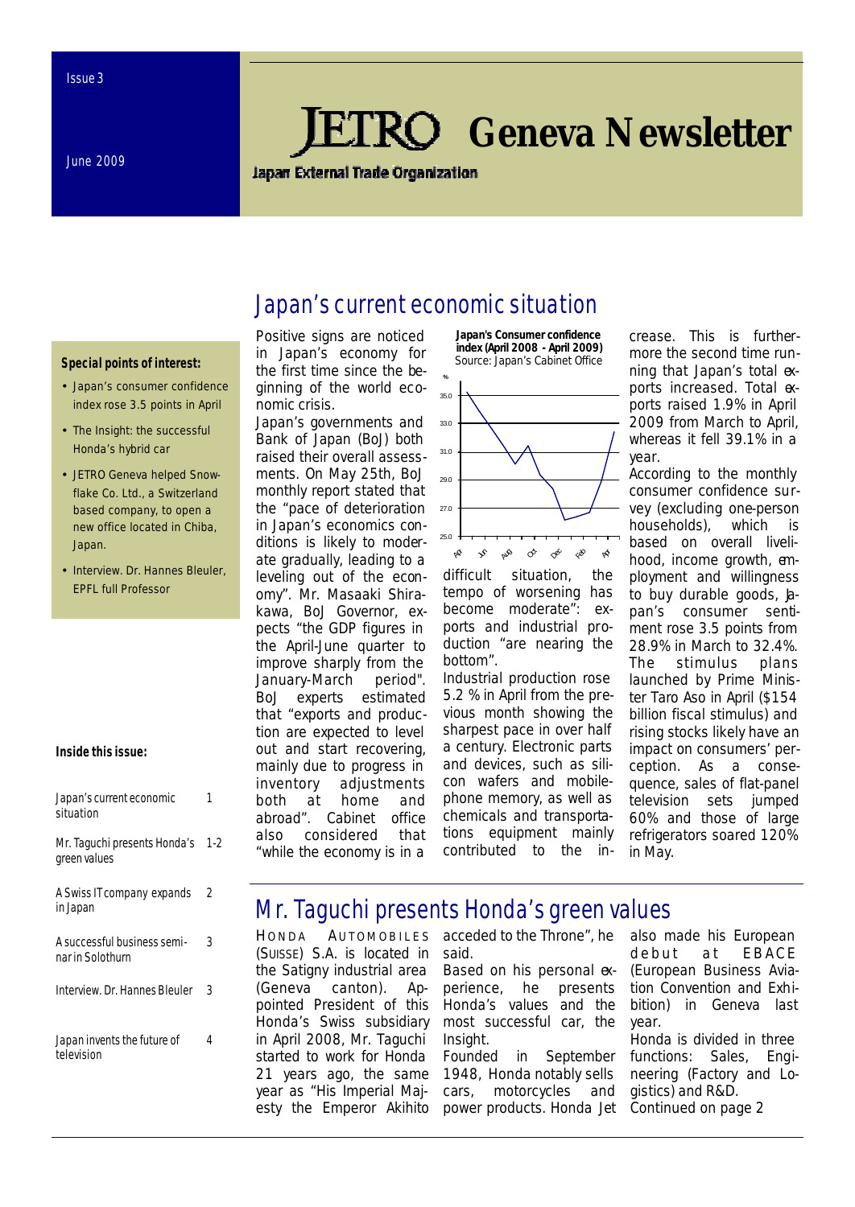Issue 3

June 2009

# JETRO Geneva Newsletter

Japan External Trade Organization

**Special points of interest:**

- Japan's consumer confidence index rose 3.5 points in April
- The Insight: the successful Honda's hybrid car
- JETRO Geneva helped Snowflake Co. Ltd., a Switzerland based company, to open a new office located in Chiba, Japan.
- Interview. Dr. Hannes Bleuler, EPFL full Professor

**Inside this issue:**

| | |
|---|---|
| Japan's current economic situation | 1 |
| Mr. Taguchi presents Honda's green values | 1-2 |
| A Swiss IT company expands in Japan | 2 |
| A successful business seminar in Solothurn | 3 |
| Interview. Dr. Hannes Bleuler | 3 |
| Japan invents the future of television | 4 |

## Japan's current economic situation

Positive signs are noticed in Japan's economy for the first time since the beginning of the world economic crisis.

Japan's governments and Bank of Japan (BoJ) both raised their overall assessments. On May 25th, BoJ monthly report stated that the "pace of deterioration in Japan's economics conditions is likely to moderate gradually, leading to a leveling out of the economy". Mr. Masaaki Shirakawa, BoJ Governor, expects "the GDP figures in the April-June quarter to improve sharply from the January-March period". BoJ experts estimated that "exports and production are expected to level out and start recovering, mainly due to progress in inventory adjustments both at home and abroad". Cabinet office also considered that "while the economy is in a difficult situation, the tempo of worsening has become moderate": exports and industrial production "are nearing the bottom".

**Japan's Consumer confidence index (April 2008 - April 2009)**
Source: Japan's Cabinet Office

Industrial production rose 5.2 % in April from the previous month showing the sharpest pace in over half a century. Electronic parts and devices, such as silicon wafers and mobile-phone memory, as well as chemicals and transportations equipment mainly contributed to the increase. This is furthermore the second time running that Japan's total exports increased. Total exports raised 1.9% in April 2009 from March to April, whereas it fell 39.1% in a year.

According to the monthly consumer confidence survey (excluding one-person households), which is based on overall livelihood, income growth, employment and willingness to buy durable goods, Japan's consumer sentiment rose 3.5 points from 28.9% in March to 32.4%. The stimulus plans launched by Prime Minister Taro Aso in April ($154 billion fiscal stimulus) and rising stocks likely have an impact on consumers' perception. As a consequence, sales of flat-panel television sets jumped 60% and those of large refrigerators soared 120% in May.

## Mr. Taguchi presents Honda's green values

HONDA AUTOMOBILES (SUISSE) S.A. is located in the Satigny industrial area (Geneva canton). Appointed President of this Honda's Swiss subsidiary in April 2008, Mr. Taguchi started to work for Honda 21 years ago, the same year as "His Imperial Majesty the Emperor Akihito acceded to the Throne", he said.

Based on his personal experience, he presents Honda's values and the most successful car, the Insight.

Founded in September 1948, Honda notably sells cars, motorcycles and power products. Honda Jet also made his European debut at EBACE (European Business Aviation Convention and Exhibition) in Geneva last year.

Honda is divided in three functions: Sales, Engineering (Factory and Logistics) and R&D.

Continued on page 2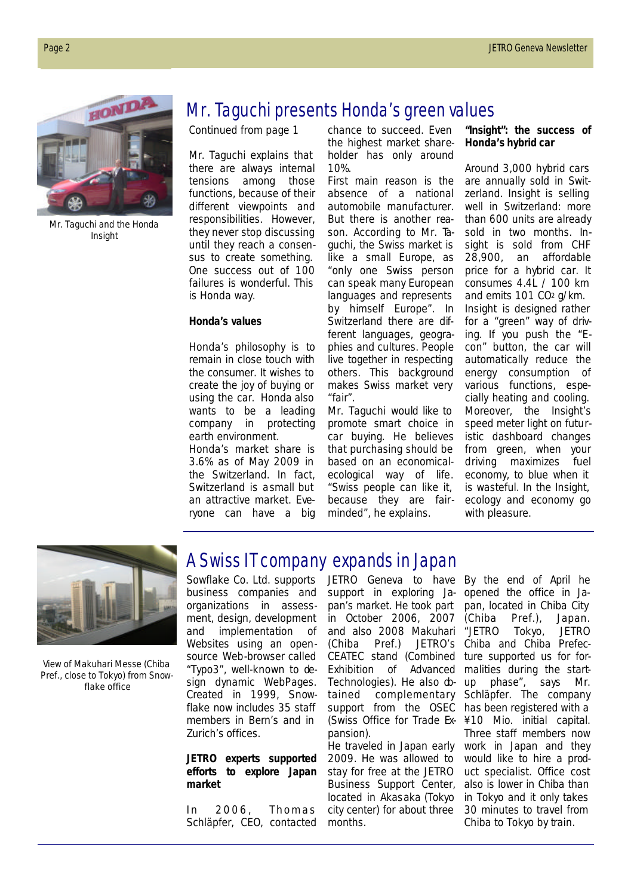## Mr. Taguchi presents Honda's green values

Mr. Taguchi and the Honda Insight

Continued from page 1

Mr. Taguchi explains that there are always internal tensions among those functions, because of their different viewpoints and responsibilities. However, they never stop discussing until they reach a consensus to create something. One success out of 100 failures is wonderful. This is Honda way.

**Honda's values**

Honda's philosophy is to remain in close touch with the consumer. It wishes to create the joy of buying or using the car. Honda also wants to be a leading company in protecting earth environment.

Honda's market share is 3.6% as of May 2009 in the Switzerland. In fact, Switzerland is asmall but an attractive market. Everyone can have a big chance to succeed. Even the highest market shareholder has only around 10%.

First main reason is the absence of a national automobile manufacturer. But there is another reason. According to Mr. Taguchi, the Swiss market is like a small Europe, as "only one Swiss person can speak many European languages and represents by himself Europe". In Switzerland there are different languages, geographies and cultures. People live together in respecting others. This background makes Swiss market very "fair".

Mr. Taguchi would like to promote smart choice in car buying. He believes that purchasing should be based on an economical-ecological way of life. "Swiss people can like it, because they are fair-minded", he explains.

**"Insight": the success of Honda's hybrid car**

Around 3,000 hybrid cars are annually sold in Switzerland. Insight is selling well in Switzerland: more than 600 units are already sold in two months. Insight is sold from CHF 28,900, an affordable price for a hybrid car. It consumes 4.4L / 100 km and emits 101 $CO_2$ g/km.

Insight is designed rather for a "green" way of driving. If you push the "E-con" button, the car will automatically reduce the energy consumption of various functions, especially heating and cooling. Moreover, the Insight's speed meter light on futuristic dashboard changes from green, when your driving maximizes fuel economy, to blue when it is wasteful. In the Insight, ecology and economy go with pleasure.

## A Swiss IT company expands in Japan

View of Makuhari Messe (Chiba Pref., close to Tokyo) from Snowflake office

Sowflake Co. Ltd. supports business companies and organizations in assessment, design, development and implementation of Websites using an open-source Web-browser called "Typo3", well-known to design dynamic WebPages. Created in 1999, Snowflake now includes 35 staff members in Bern's and in Zurich's offices.

**JETRO experts supported efforts to explore Japan market**

In 2006, Thomas Schläpfer, CEO, contacted JETRO Geneva to have support in exploring Japan's market. He took part in October 2006, 2007 and also 2008 Makuhari (Chiba Pref.) JETRO's CEATEC stand (Combined Exhibition of Advanced Technologies). He also obtained complementary support from the OSEC (Swiss Office for Trade Expansion).

He traveled in Japan early 2009. He was allowed to stay for free at the JETRO Business Support Center, located in Akasaka (Tokyo city center) for about three months.

By the end of April he opened the office in Japan, located in Chiba City (Chiba Pref.), Japan. "JETRO Tokyo, JETRO Chiba and Chiba Prefecture supported us for formalities during the start-up phase", says Mr. Schläpfer. The company has been registered with a ¥10 Mio. initial capital. Three staff members now work in Japan and they would like to hire a product specialist. Office cost also is lower in Chiba than in Tokyo and it only takes 30 minutes to travel from Chiba to Tokyo by train.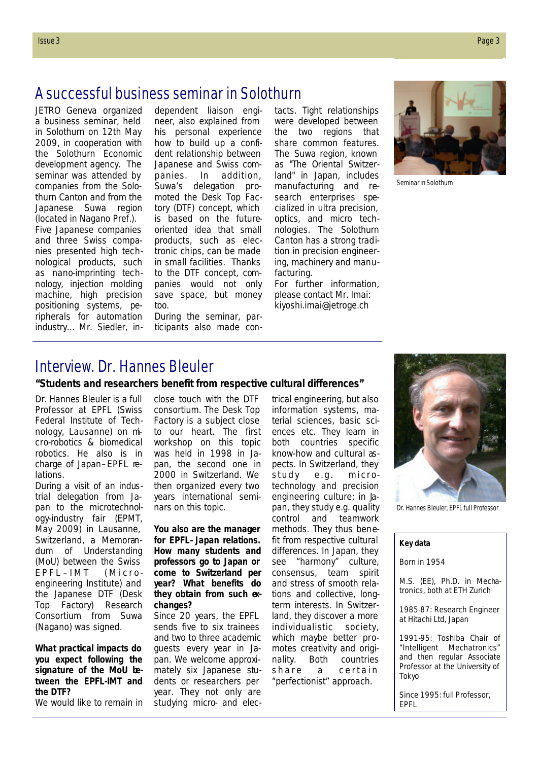## A successful business seminar in Solothurn

JETRO Geneva organized a business seminar, held in Solothurn on 12th May 2009, in cooperation with the Solothurn Economic development agency. The seminar was attended by companies from the Solothurn Canton and from the Japanese Suwa region (located in Nagano Pref.). Five Japanese companies and three Swiss companies presented high technological products, such as nano-imprinting technology, injection molding machine, high precision positioning systems, peripherals for automation industry… Mr. Siedler, independent liaison engineer, also explained from his personal experience how to build up a confident relationship between Japanese and Swiss companies. In addition, Suwa's delegation promoted the Desk Top Factory (DTF) concept, which is based on the future-oriented idea that small products, such as electronic chips, can be made in small facilities. Thanks to the DTF concept, companies would not only save space, but money too.

During the seminar, participants also made contacts. Tight relationships were developed between the two regions that share common features. The Suwa region, known as "The Oriental Switzerland" in Japan, includes manufacturing and research enterprises specialized in ultra precision, optics, and micro technologies. The Solothurn Canton has a strong tradition in precision engineering, machinery and manufacturing.

For further information, please contact Mr. Imai: kiyoshi.imai@jetroge.ch

Seminar in Solothurn

## Interview. Dr. Hannes Bleuler

### "Students and researchers benefit from respective cultural differences"

Dr. Hannes Bleuler is a full Professor at EPFL (Swiss Federal Institute of Technology, Lausanne) on micro-robotics & biomedical robotics. He also is in charge of Japan–EPFL relations.

During a visit of an industrial delegation from Japan to the microtechnology-industry fair (EPMT, May 2009) in Lausanne, Switzerland, a Memorandum of Understanding (MoU) between the Swiss EPFL–IMT (Micro-engineering Institute) and the Japanese DTF (Desk Top Factory) Research Consortium from Suwa (Nagano) was signed.

**What practical impacts do you expect following the signature of the MoU between the EPFL-IMT and the DTF?**

We would like to remain in close touch with the DTF consortium. The Desk Top Factory is a subject close to our heart. The first workshop on this topic was held in 1998 in Japan, the second one in 2000 in Switzerland. We then organized every two years international seminars on this topic.

**You also are the manager for EPFL–Japan relations. How many students and professors go to Japan or come to Switzerland per year? What benefits do they obtain from such exchanges?**

Since 20 years, the EPFL sends five to six trainees and two to three academic guests every year in Japan. We welcome approximately six Japanese students or researchers per year. They not only are studying micro- and electrical engineering, but also information systems, material sciences, basic sciences etc. They learn in both countries specific know-how and cultural aspects. In Switzerland, they study e.g. microtechnology and precision engineering culture; in Japan, they study e.g. quality control and teamwork methods. They thus benefit from respective cultural differences. In Japan, they see "harmony" culture, consensus, team spirit and stress of smooth relations and collective, long-term interests. In Switzerland, they discover a more individualistic society, which maybe better promotes creativity and originality. Both countries share a certain "perfectionist" approach.

Dr. Hannes Bleuler, EPFL full Professor

**Key data**

Born in 1954

M.S. (EE), Ph.D. in Mechatronics, both at ETH Zurich

1985-87: Research Engineer at Hitachi Ltd, Japan

1991-95: Toshiba Chair of "Intelligent Mechatronics" and then regular Associate Professor at the University of Tokyo

Since 1995: full Professor, EPFL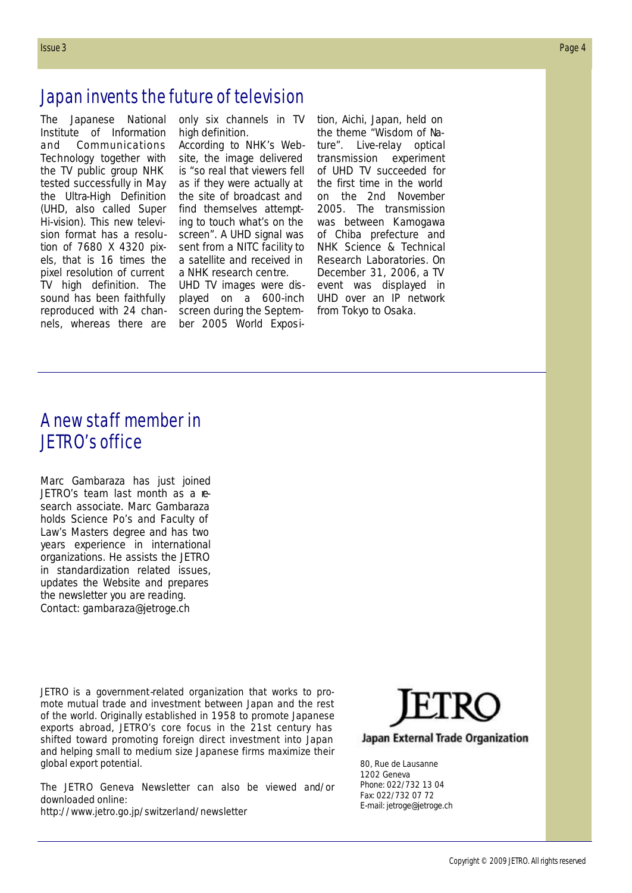# Japan invents the future of television

The Japanese National Institute of Information and Communications Technology together with the TV public group NHK tested successfully in May the Ultra-High Definition (UHD, also called Super Hi-vision). This new television format has a resolution of 7680 X 4320 pixels, that is 16 times the pixel resolution of current TV high definition. The sound has been faithfully reproduced with 24 channels, whereas there are only six channels in TV high definition.

According to NHK's Website, the image delivered is "so real that viewers fell as if they were actually at the site of broadcast and find themselves attempting to touch what's on the screen". A UHD signal was sent from a NITC facility to a satellite and received in a NHK research centre.

UHD TV images were displayed on a 600-inch screen during the September 2005 World Exposition, Aichi, Japan, held on the theme "Wisdom of Nature". Live-relay optical transmission experiment of UHD TV succeeded for the first time in the world on the 2nd November 2005. The transmission was between Kamogawa of Chiba prefecture and NHK Science & Technical Research Laboratories. On December 31, 2006, a TV event was displayed in UHD over an IP network from Tokyo to Osaka.

# A new staff member in JETRO's office

Marc Gambaraza has just joined JETRO's team last month as a research associate. Marc Gambaraza holds Science Po's and Faculty of Law's Masters degree and has two years experience in international organizations. He assists the JETRO in standardization related issues, updates the Website and prepares the newsletter you are reading.
Contact: gambaraza@jetroge.ch

JETRO is a government-related organization that works to promote mutual trade and investment between Japan and the rest of the world. Originally established in 1958 to promote Japanese exports abroad, JETRO's core focus in the 21st century has shifted toward promoting foreign direct investment into Japan and helping small to medium size Japanese firms maximize their global export potential.

The JETRO Geneva Newsletter can also be viewed and/or downloaded online:
http://www.jetro.go.jp/switzerland/newsletter

JETRO
Japan External Trade Organization

80, Rue de Lausanne
1202 Geneva
Phone: 022/732 13 04
Fax: 022/732 07 72
E-mail: jetroge@jetroge.ch

Copyright © 2009 JETRO. All rights reserved